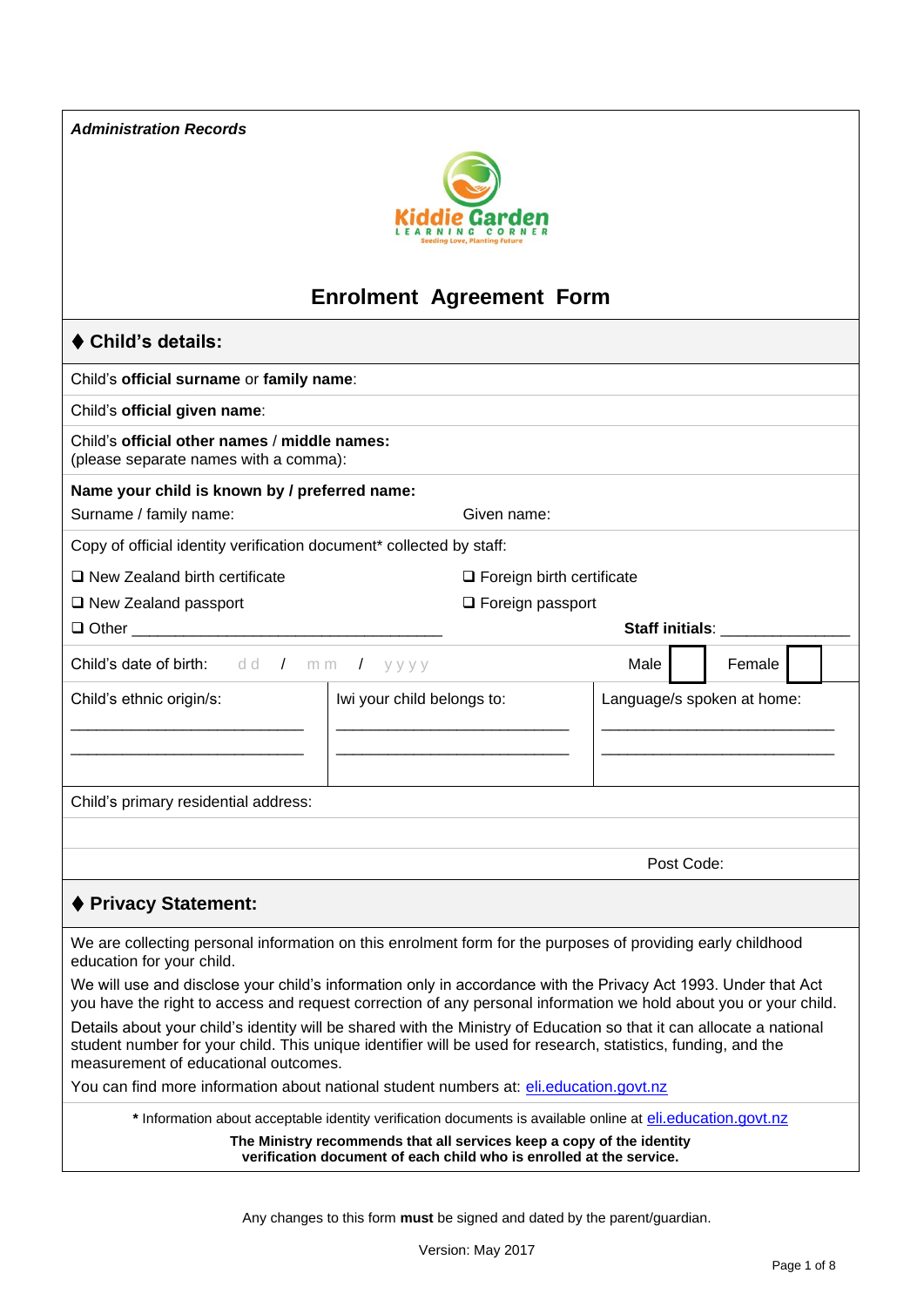***Administration Records***

Kiddie Garden
LEARNING CORNER
Seeding Love, Planting Future

# Enrolment Agreement Form

## ◆ Child's details:

Child's **official surname** or **family name**:

Child's **official given name**:

Child's **official other names** / **middle names:**
(please separate names with a comma):

**Name your child is known by / preferred name:**
Surname / family name: Given name:

Copy of official identity verification document* collected by staff:

❑ New Zealand birth certificate
❑ Foreign birth certificate
❑ New Zealand passport
❑ Foreign passport
❑ Other ___________________________________

**Staff initials**: _______________

Child's date of birth: dd / mm / yyyy Male ☐ Female ☐

| Child's ethnic origin/s: | Iwi your child belongs to: | Language/s spoken at home: |
| --- | --- | --- |
| ___________________________ | ___________________________ | ___________________________ |
| ___________________________ | ___________________________ | ___________________________ |

Child's primary residential address:

Post Code:

## ◆ Privacy Statement:

We are collecting personal information on this enrolment form for the purposes of providing early childhood education for your child.

We will use and disclose your child's information only in accordance with the Privacy Act 1993. Under that Act you have the right to access and request correction of any personal information we hold about you or your child.

Details about your child's identity will be shared with the Ministry of Education so that it can allocate a national student number for your child. This unique identifier will be used for research, statistics, funding, and the measurement of educational outcomes.

You can find more information about national student numbers at: eli.education.govt.nz

**\*** Information about acceptable identity verification documents is available online at eli.education.govt.nz

**The Ministry recommends that all services keep a copy of the identity verification document of each child who is enrolled at the service.**

Any changes to this form **must** be signed and dated by the parent/guardian.

Version: May 2017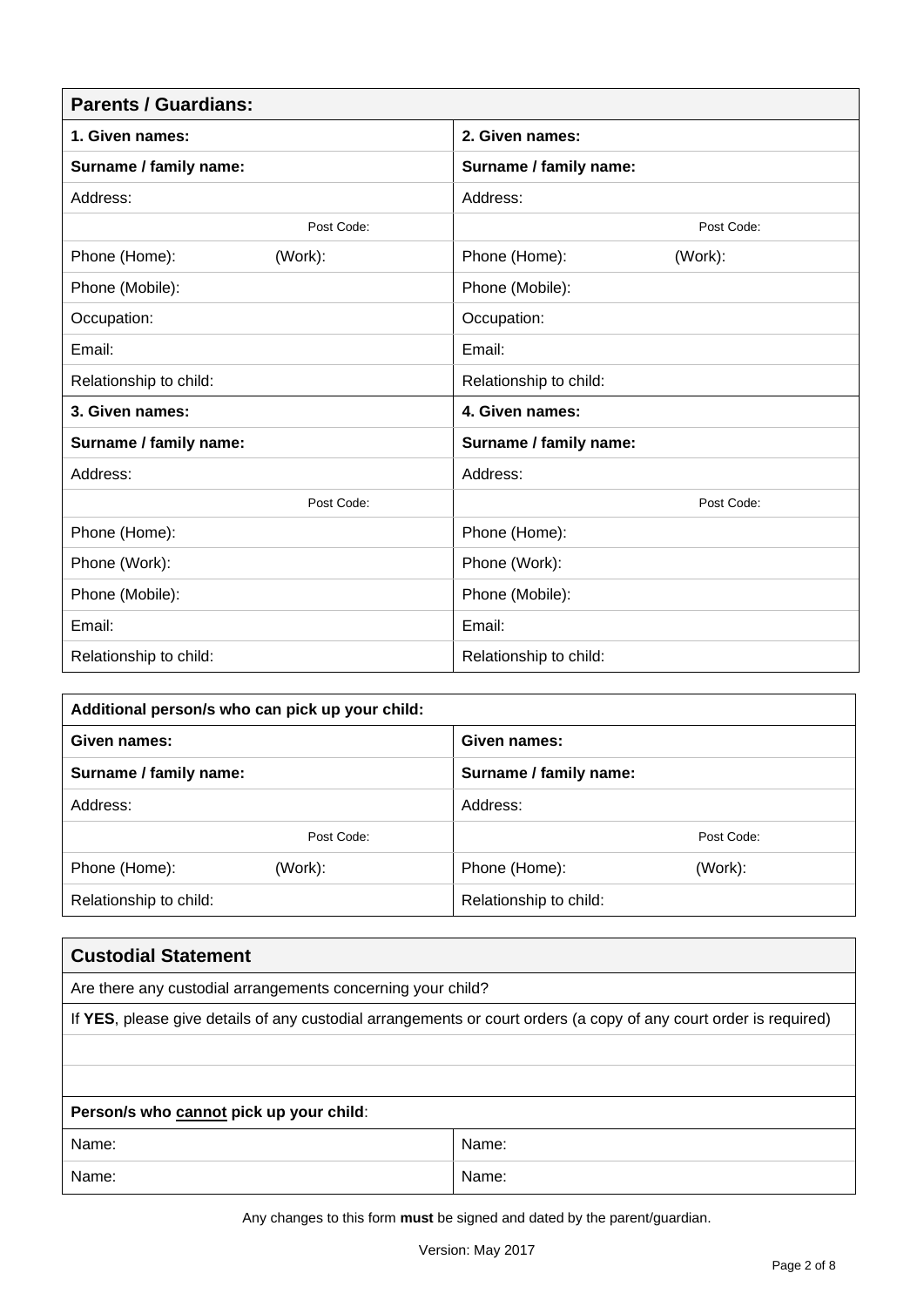| **Parents / Guardians:** | |
|---|---|
| **1. Given names:** | **2. Given names:** |
| **Surname / family name:** | **Surname / family name:** |
| Address: | Address: |
| Post Code: | Post Code: |
| Phone (Home): (Work): | Phone (Home): (Work): |
| Phone (Mobile): | Phone (Mobile): |
| Occupation: | Occupation: |
| Email: | Email: |
| Relationship to child: | Relationship to child: |
| **3. Given names:** | **4. Given names:** |
| **Surname / family name:** | **Surname / family name:** |
| Address: | Address: |
| Post Code: | Post Code: |
| Phone (Home): | Phone (Home): |
| Phone (Work): | Phone (Work): |
| Phone (Mobile): | Phone (Mobile): |
| Email: | Email: |
| Relationship to child: | Relationship to child: |

| **Additional person/s who can pick up your child:** | |
|---|---|
| **Given names:** | **Given names:** |
| **Surname / family name:** | **Surname / family name:** |
| Address: | Address: |
| Post Code: | Post Code: |
| Phone (Home): (Work): | Phone (Home): (Work): |
| Relationship to child: | Relationship to child: |

| **Custodial Statement** | |
|---|---|
| Are there any custodial arrangements concerning your child? | |
| If **YES**, please give details of any custodial arrangements or court orders (a copy of any court order is required) | |
| | |
| | |
| **Person/s who cannot pick up your child**: | |
| Name: | Name: |
| Name: | Name: |

Any changes to this form **must** be signed and dated by the parent/guardian.

Version: May 2017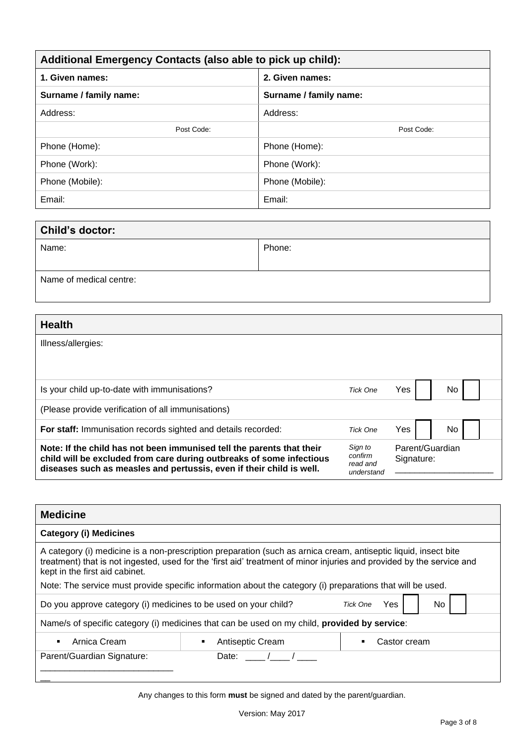| **Additional Emergency Contacts (also able to pick up child):** | |
|---|---|
| **1. Given names:** | **2. Given names:** |
| **Surname / family name:** | **Surname / family name:** |
| Address: | Address: |
| Post Code: | Post Code: |
| Phone (Home): | Phone (Home): |
| Phone (Work): | Phone (Work): |
| Phone (Mobile): | Phone (Mobile): |
| Email: | Email: |

| **Child's doctor:** | |
|---|---|
| Name: | Phone: |
| Name of medical centre: | |

| **Health** | | |
|---|---|---|
| Illness/allergies: | | |
| Is your child up-to-date with immunisations? | *Tick One* | Yes ☐ No ☐ |
| (Please provide verification of all immunisations) | | |
| **For staff:** Immunisation records sighted and details recorded: | *Tick One* | Yes ☐ No ☐ |
| **Note: If the child has not been immunised tell the parents that their child will be excluded from care during outbreaks of some infectious diseases such as measles and pertussis, even if their child is well.** | *Sign to confirm read and understand* | Parent/Guardian Signature: ______________________ |

| **Medicine** | | |
|---|---|---|
| **Category (i) Medicines** | | |
| A category (i) medicine is a non-prescription preparation (such as arnica cream, antiseptic liquid, insect bite treatment) that is not ingested, used for the 'first aid' treatment of minor injuries and provided by the service and kept in the first aid cabinet. Note: The service must provide specific information about the category (i) preparations that will be used. | | |
| Do you approve category (i) medicines to be used on your child? | | *Tick One* Yes ☐ No ☐ |
| Name/s of specific category (i) medicines that can be used on my child, **provided by service**: | | |
| ▪ Arnica Cream | ▪ Antiseptic Cream | ▪ Castor cream |
| Parent/Guardian Signature: ______________________________ | Date: ____ /____ / ____ | |

Any changes to this form **must** be signed and dated by the parent/guardian.

Version: May 2017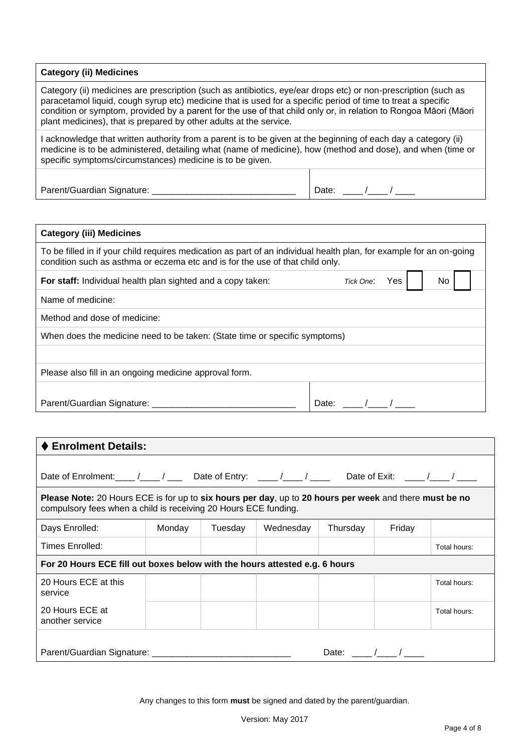| **Category (ii) Medicines** | |
|---|---|
| Category (ii) medicines are prescription (such as antibiotics, eye/ear drops etc) or non-prescription (such as paracetamol liquid, cough syrup etc) medicine that is used for a specific period of time to treat a specific condition or symptom, provided by a parent for the use of that child only or, in relation to Rongoa Māori (Māori plant medicines), that is prepared by other adults at the service. | |
| I acknowledge that written authority from a parent is to be given at the beginning of each day a category (ii) medicine is to be administered, detailing what (name of medicine), how (method and dose), and when (time or specific symptoms/circumstances) medicine is to be given. | |
| Parent/Guardian Signature: ______________________________ | Date: ____ /____ / ____ |

| **Category (iii) Medicines** | |
|---|---|
| To be filled in if your child requires medication as part of an individual health plan, for example for an on-going condition such as asthma or eczema etc and is for the use of that child only. | |
| **For staff:** Individual health plan sighted and a copy taken: | *Tick One*: Yes ☐ No ☐ |
| Name of medicine: | |
| Method and dose of medicine: | |
| When does the medicine need to be taken: (State time or specific symptoms) | |
| | |
| Please also fill in an ongoing medicine approval form. | |
| Parent/Guardian Signature: ______________________________ | Date: ____ /____ / ____ |

## ♦ Enrolment Details:

Date of Enrolment:____ /____ / ___ Date of Entry: ____ /____ / ____ Date of Exit: ____ /____ / ____

**Please Note:** 20 Hours ECE is for up to **six hours per day**, up to **20 hours per week** and there **must be no** compulsory fees when a child is receiving 20 Hours ECE funding.

| Days Enrolled: | Monday | Tuesday | Wednesday | Thursday | Friday | |
|---|---|---|---|---|---|---|
| Times Enrolled: | | | | | | Total hours: |
| **For 20 Hours ECE fill out boxes below with the hours attested e.g. 6 hours** | | | | | | |
| 20 Hours ECE at this service | | | | | | Total hours: |
| 20 Hours ECE at another service | | | | | | Total hours: |

Parent/Guardian Signature: ____________________________ Date: ____ /____ / ____

Any changes to this form **must** be signed and dated by the parent/guardian.

Version: May 2017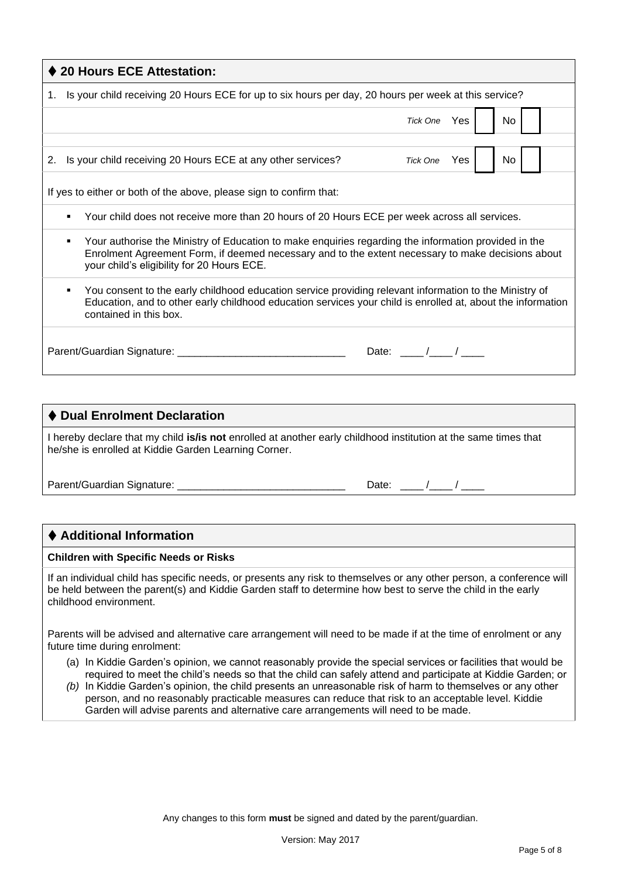## ♦ 20 Hours ECE Attestation:

1. Is your child receiving 20 Hours ECE for up to six hours per day, 20 hours per week at this service?

*Tick One* Yes ☐ No ☐

2. Is your child receiving 20 Hours ECE at any other services? *Tick One* Yes ☐ No ☐

If yes to either or both of the above, please sign to confirm that:

- Your child does not receive more than 20 hours of 20 Hours ECE per week across all services.
- Your authorise the Ministry of Education to make enquiries regarding the information provided in the Enrolment Agreement Form, if deemed necessary and to the extent necessary to make decisions about your child's eligibility for 20 Hours ECE.
- You consent to the early childhood education service providing relevant information to the Ministry of Education, and to other early childhood education services your child is enrolled at, about the information contained in this box.

Parent/Guardian Signature: _____________________________ Date: ____ /____ / ____

## ♦ Dual Enrolment Declaration

I hereby declare that my child **is/is not** enrolled at another early childhood institution at the same times that he/she is enrolled at Kiddie Garden Learning Corner.

Parent/Guardian Signature: _____________________________ Date: ____ /____ / ____

## ♦ Additional Information

**Children with Specific Needs or Risks**

If an individual child has specific needs, or presents any risk to themselves or any other person, a conference will be held between the parent(s) and Kiddie Garden staff to determine how best to serve the child in the early childhood environment.

Parents will be advised and alternative care arrangement will need to be made if at the time of enrolment or any future time during enrolment:

(a) In Kiddie Garden's opinion, we cannot reasonably provide the special services or facilities that would be required to meet the child's needs so that the child can safely attend and participate at Kiddie Garden; or

*(b)* In Kiddie Garden's opinion, the child presents an unreasonable risk of harm to themselves or any other person, and no reasonably practicable measures can reduce that risk to an acceptable level. Kiddie Garden will advise parents and alternative care arrangements will need to be made.

Any changes to this form **must** be signed and dated by the parent/guardian.

Version: May 2017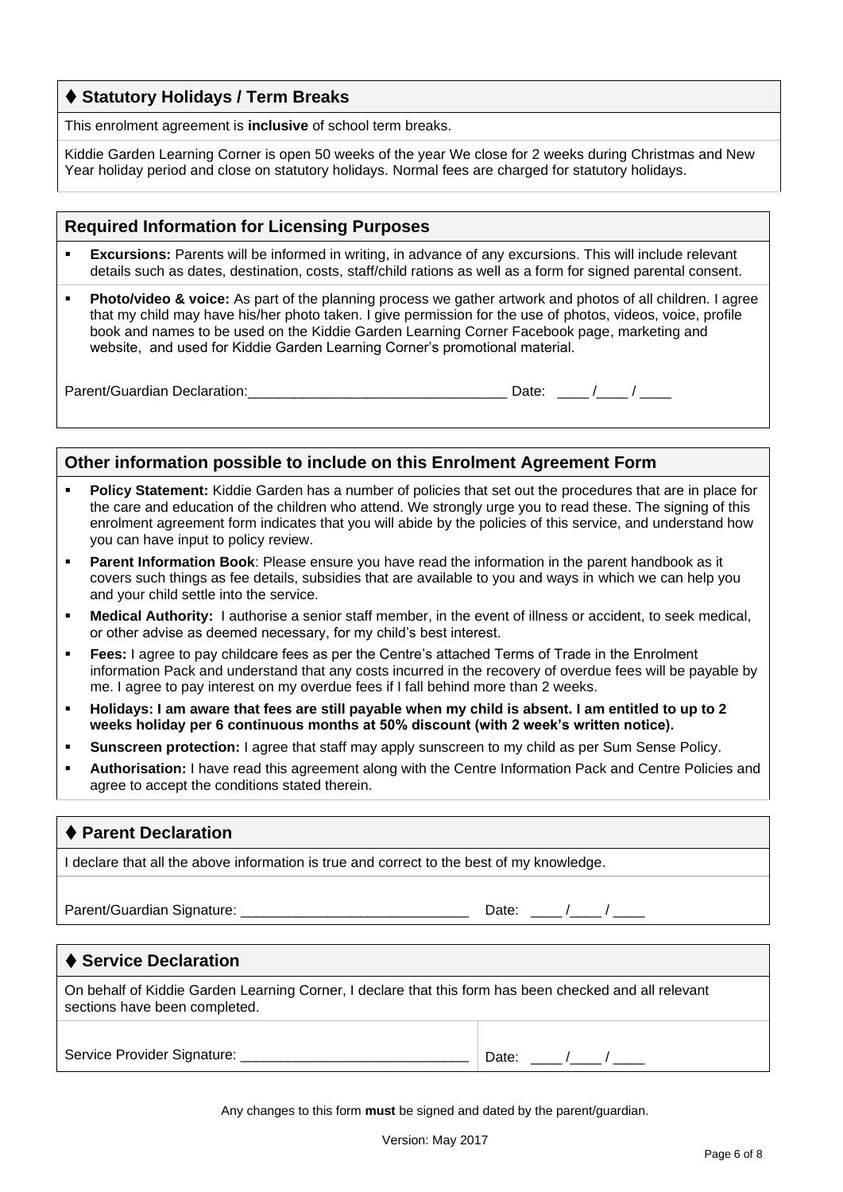## ♦ Statutory Holidays / Term Breaks

This enrolment agreement is **inclusive** of school term breaks.

Kiddie Garden Learning Corner is open 50 weeks of the year We close for 2 weeks during Christmas and New Year holiday period and close on statutory holidays. Normal fees are charged for statutory holidays.

## Required Information for Licensing Purposes

- **Excursions:** Parents will be informed in writing, in advance of any excursions. This will include relevant details such as dates, destination, costs, staff/child rations as well as a form for signed parental consent.
- **Photo/video & voice:** As part of the planning process we gather artwork and photos of all children. I agree that my child may have his/her photo taken. I give permission for the use of photos, videos, voice, profile book and names to be used on the Kiddie Garden Learning Corner Facebook page, marketing and website, and used for Kiddie Garden Learning Corner's promotional material.

Parent/Guardian Declaration:________________________________ Date: ____ /____ / ____

## Other information possible to include on this Enrolment Agreement Form

- **Policy Statement:** Kiddie Garden has a number of policies that set out the procedures that are in place for the care and education of the children who attend. We strongly urge you to read these. The signing of this enrolment agreement form indicates that you will abide by the policies of this service, and understand how you can have input to policy review.
- **Parent Information Book**: Please ensure you have read the information in the parent handbook as it covers such things as fee details, subsidies that are available to you and ways in which we can help you and your child settle into the service.
- **Medical Authority:** I authorise a senior staff member, in the event of illness or accident, to seek medical, or other advise as deemed necessary, for my child's best interest.
- **Fees:** I agree to pay childcare fees as per the Centre's attached Terms of Trade in the Enrolment information Pack and understand that any costs incurred in the recovery of overdue fees will be payable by me. I agree to pay interest on my overdue fees if I fall behind more than 2 weeks.
- **Holidays: I am aware that fees are still payable when my child is absent. I am entitled to up to 2 weeks holiday per 6 continuous months at 50% discount (with 2 week's written notice).**
- **Sunscreen protection:** I agree that staff may apply sunscreen to my child as per Sum Sense Policy.
- **Authorisation:** I have read this agreement along with the Centre Information Pack and Centre Policies and agree to accept the conditions stated therein.

## ♦ Parent Declaration

I declare that all the above information is true and correct to the best of my knowledge.

Parent/Guardian Signature: ____________________________ Date: ____ /____ / ____

## ♦ Service Declaration

On behalf of Kiddie Garden Learning Corner, I declare that this form has been checked and all relevant sections have been completed.

Service Provider Signature: ____________________________ Date: ____ /____ / ____

Any changes to this form **must** be signed and dated by the parent/guardian.

Version: May 2017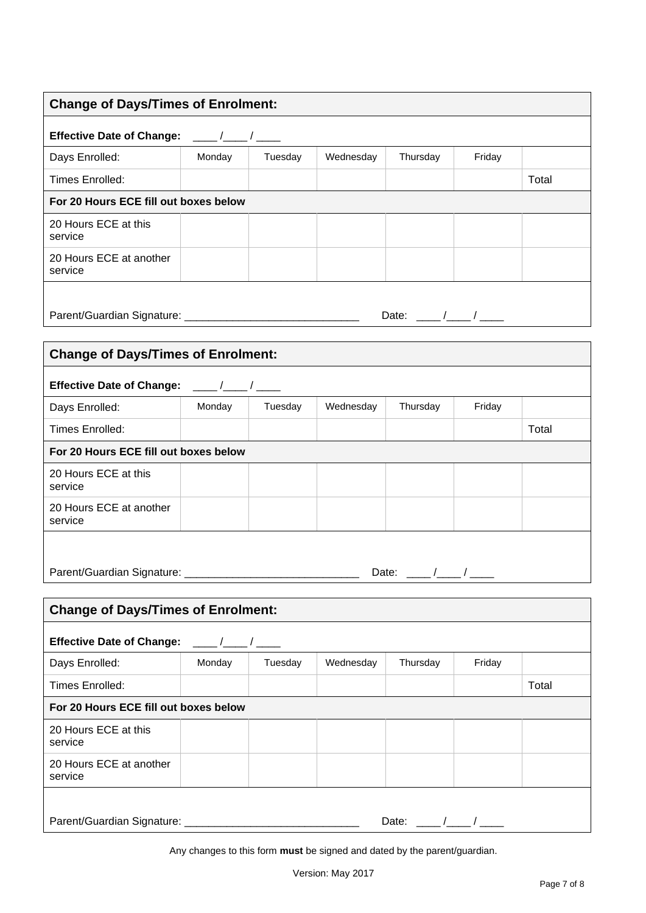| Change of Days/Times of Enrolment: | | | | | | |
|---|---|---|---|---|---|---|
| **Effective Date of Change:** ____ /____ / ____ | | | | | | |
| Days Enrolled: | Monday | Tuesday | Wednesday | Thursday | Friday | |
| Times Enrolled: | | | | | | Total |
| **For 20 Hours ECE fill out boxes below** | | | | | | |
| 20 Hours ECE at this service | | | | | | |
| 20 Hours ECE at another service | | | | | | |
| Parent/Guardian Signature: ____________________________ Date: ____ /____ / ____ | | | | | | |

| Change of Days/Times of Enrolment: | | | | | | |
|---|---|---|---|---|---|---|
| **Effective Date of Change:** ____ /____ / ____ | | | | | | |
| Days Enrolled: | Monday | Tuesday | Wednesday | Thursday | Friday | |
| Times Enrolled: | | | | | | Total |
| **For 20 Hours ECE fill out boxes below** | | | | | | |
| 20 Hours ECE at this service | | | | | | |
| 20 Hours ECE at another service | | | | | | |
| Parent/Guardian Signature: ____________________________ Date: ____ /____ / ____ | | | | | | |

| Change of Days/Times of Enrolment: | | | | | | |
|---|---|---|---|---|---|---|
| **Effective Date of Change:** ____ /____ / ____ | | | | | | |
| Days Enrolled: | Monday | Tuesday | Wednesday | Thursday | Friday | |
| Times Enrolled: | | | | | | Total |
| **For 20 Hours ECE fill out boxes below** | | | | | | |
| 20 Hours ECE at this service | | | | | | |
| 20 Hours ECE at another service | | | | | | |
| Parent/Guardian Signature: ____________________________ Date: ____ /____ / ____ | | | | | | |

Any changes to this form **must** be signed and dated by the parent/guardian.

Version: May 2017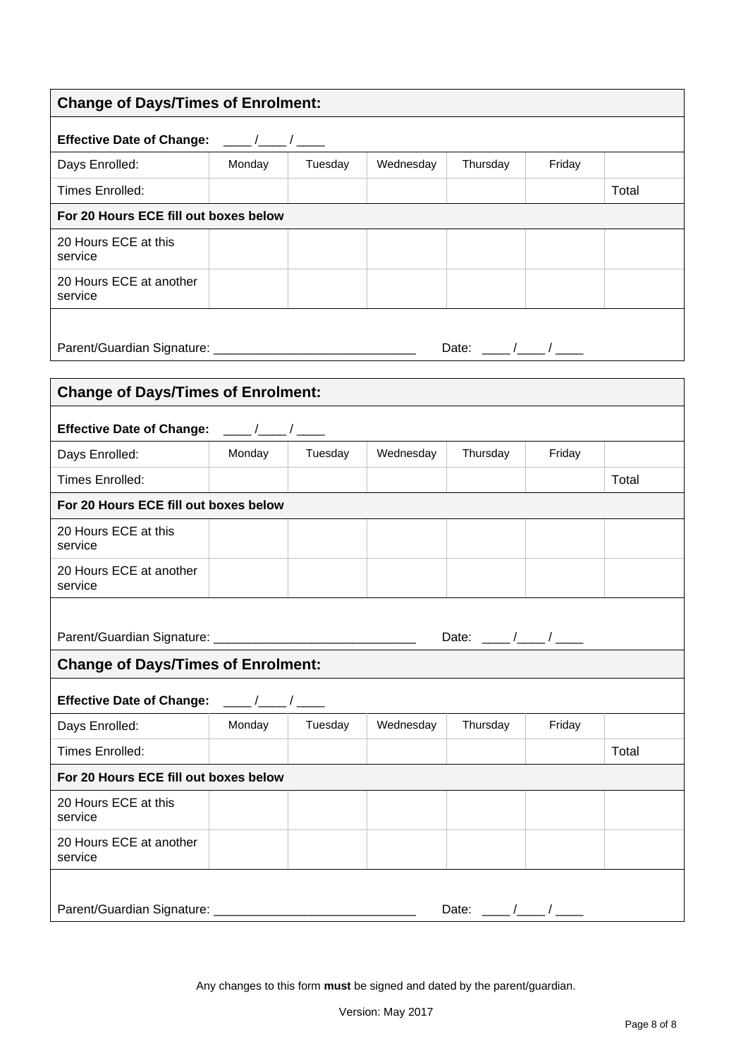## Change of Days/Times of Enrolment:

**Effective Date of Change:** ____ /____ / ____

| | | | | | | |
|---|---|---|---|---|---|---|
| Days Enrolled: | Monday | Tuesday | Wednesday | Thursday | Friday | |
| Times Enrolled: | | | | | | Total |
| **For 20 Hours ECE fill out boxes below** | | | | | | |
| 20 Hours ECE at this service | | | | | | |
| 20 Hours ECE at another service | | | | | | |

Parent/Guardian Signature: ____________________________ Date: ____ /____ / ____

## Change of Days/Times of Enrolment:

**Effective Date of Change:** ____ /____ / ____

| | | | | | | |
|---|---|---|---|---|---|---|
| Days Enrolled: | Monday | Tuesday | Wednesday | Thursday | Friday | |
| Times Enrolled: | | | | | | Total |
| **For 20 Hours ECE fill out boxes below** | | | | | | |
| 20 Hours ECE at this service | | | | | | |
| 20 Hours ECE at another service | | | | | | |

Parent/Guardian Signature: ____________________________ Date: ____ /____ / ____

## Change of Days/Times of Enrolment:

**Effective Date of Change:** ____ /____ / ____

| | | | | | | |
|---|---|---|---|---|---|---|
| Days Enrolled: | Monday | Tuesday | Wednesday | Thursday | Friday | |
| Times Enrolled: | | | | | | Total |
| **For 20 Hours ECE fill out boxes below** | | | | | | |
| 20 Hours ECE at this service | | | | | | |
| 20 Hours ECE at another service | | | | | | |

Parent/Guardian Signature: ____________________________ Date: ____ /____ / ____

Any changes to this form **must** be signed and dated by the parent/guardian.

Version: May 2017